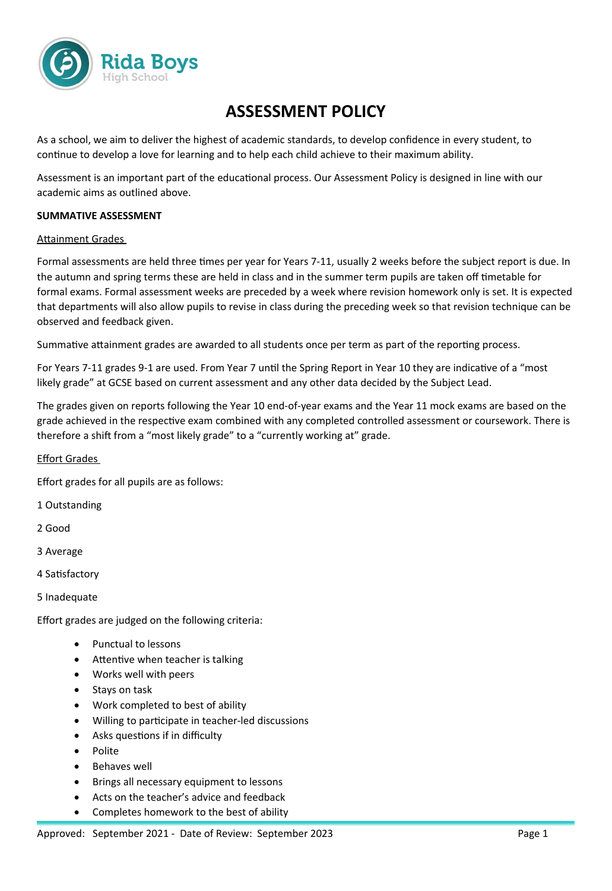Rida Boys High School

# ASSESSMENT POLICY

As a school, we aim to deliver the highest of academic standards, to develop confidence in every student, to continue to develop a love for learning and to help each child achieve to their maximum ability.

Assessment is an important part of the educational process. Our Assessment Policy is designed in line with our academic aims as outlined above.

## SUMMATIVE ASSESSMENT

### Attainment Grades

Formal assessments are held three times per year for Years 7-11, usually 2 weeks before the subject report is due. In the autumn and spring terms these are held in class and in the summer term pupils are taken off timetable for formal exams. Formal assessment weeks are preceded by a week where revision homework only is set. It is expected that departments will also allow pupils to revise in class during the preceding week so that revision technique can be observed and feedback given.

Summative attainment grades are awarded to all students once per term as part of the reporting process.

For Years 7-11 grades 9-1 are used. From Year 7 until the Spring Report in Year 10 they are indicative of a "most likely grade" at GCSE based on current assessment and any other data decided by the Subject Lead.

The grades given on reports following the Year 10 end-of-year exams and the Year 11 mock exams are based on the grade achieved in the respective exam combined with any completed controlled assessment or coursework. There is therefore a shift from a "most likely grade" to a "currently working at" grade.

### Effort Grades

Effort grades for all pupils are as follows:

1 Outstanding

2 Good

3 Average

4 Satisfactory

5 Inadequate

Effort grades are judged on the following criteria:

- Punctual to lessons
- Attentive when teacher is talking
- Works well with peers
- Stays on task
- Work completed to best of ability
- Willing to participate in teacher-led discussions
- Asks questions if in difficulty
- Polite
- Behaves well
- Brings all necessary equipment to lessons
- Acts on the teacher's advice and feedback
- Completes homework to the best of ability

Approved: September 2021 - Date of Review: September 2023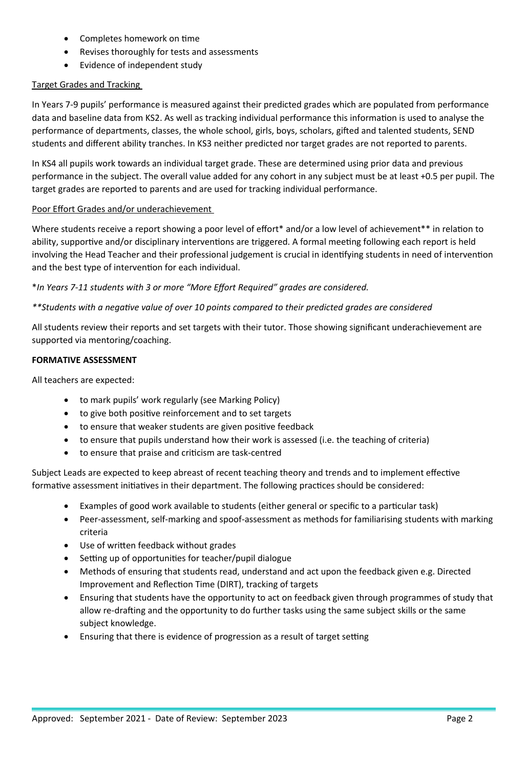- Completes homework on time
- Revises thoroughly for tests and assessments
- Evidence of independent study

Target Grades and Tracking

In Years 7-9 pupils' performance is measured against their predicted grades which are populated from performance data and baseline data from KS2. As well as tracking individual performance this information is used to analyse the performance of departments, classes, the whole school, girls, boys, scholars, gifted and talented students, SEND students and different ability tranches. In KS3 neither predicted nor target grades are not reported to parents.

In KS4 all pupils work towards an individual target grade. These are determined using prior data and previous performance in the subject. The overall value added for any cohort in any subject must be at least +0.5 per pupil. The target grades are reported to parents and are used for tracking individual performance.

Poor Effort Grades and/or underachievement

Where students receive a report showing a poor level of effort* and/or a low level of achievement** in relation to ability, supportive and/or disciplinary interventions are triggered. A formal meeting following each report is held involving the Head Teacher and their professional judgement is crucial in identifying students in need of intervention and the best type of intervention for each individual.

*\*In Years 7-11 students with 3 or more "More Effort Required" grades are considered.*

*\*\*Students with a negative value of over 10 points compared to their predicted grades are considered*

All students review their reports and set targets with their tutor. Those showing significant underachievement are supported via mentoring/coaching.

**FORMATIVE ASSESSMENT**

All teachers are expected:

- to mark pupils' work regularly (see Marking Policy)
- to give both positive reinforcement and to set targets
- to ensure that weaker students are given positive feedback
- to ensure that pupils understand how their work is assessed (i.e. the teaching of criteria)
- to ensure that praise and criticism are task-centred

Subject Leads are expected to keep abreast of recent teaching theory and trends and to implement effective formative assessment initiatives in their department. The following practices should be considered:

- Examples of good work available to students (either general or specific to a particular task)
- Peer-assessment, self-marking and spoof-assessment as methods for familiarising students with marking criteria
- Use of written feedback without grades
- Setting up of opportunities for teacher/pupil dialogue
- Methods of ensuring that students read, understand and act upon the feedback given e.g. Directed Improvement and Reflection Time (DIRT), tracking of targets
- Ensuring that students have the opportunity to act on feedback given through programmes of study that allow re-drafting and the opportunity to do further tasks using the same subject skills or the same subject knowledge.
- Ensuring that there is evidence of progression as a result of target setting